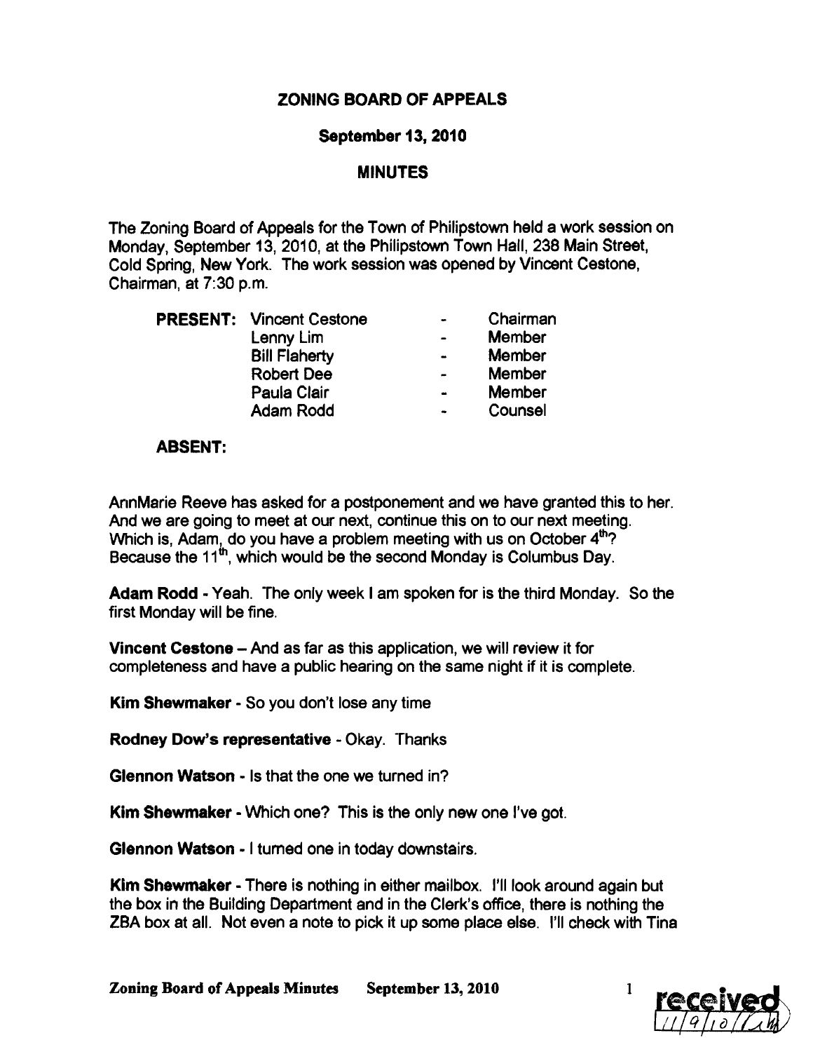# ZONING BOARD OF APPEALS

## September 13, 2010

## MINUTES

The Zoning Board of Appeals for the Town of Philipstown held a work session on Monday, September 13, 2010, at the Philipstown Town Hall, 238 Main Street, Cold Spring, New York. The work session was opened by Vincent Cestone, Chairman, at 7:30 p.m.

| | | | |
|---|---|---|---|
| **PRESENT:** | Vincent Cestone | - | Chairman |
| | Lenny Lim | - | Member |
| | Bill Flaherty | - | Member |
| | Robert Dee | - | Member |
| | Paula Clair | - | Member |
| | Adam Rodd | - | Counsel |

**ABSENT:**

AnnMarie Reeve has asked for a postponement and we have granted this to her. And we are going to meet at our next, continue this on to our next meeting. Which is, Adam, do you have a problem meeting with us on October 4th? Because the 11th, which would be the second Monday is Columbus Day.

**Adam Rodd** - Yeah. The only week I am spoken for is the third Monday. So the first Monday will be fine.

**Vincent Cestone** – And as far as this application, we will review it for completeness and have a public hearing on the same night if it is complete.

**Kim Shewmaker** - So you don't lose any time

**Rodney Dow's representative** - Okay. Thanks

**Glennon Watson** - Is that the one we turned in?

**Kim Shewmaker** - Which one? This is the only new one I've got.

**Glennon Watson** - I turned one in today downstairs.

**Kim Shewmaker** - There is nothing in either mailbox. I'll look around again but the box in the Building Department and in the Clerk's office, there is nothing the ZBA box at all. Not even a note to pick it up some place else. I'll check with Tina

received 11/9/10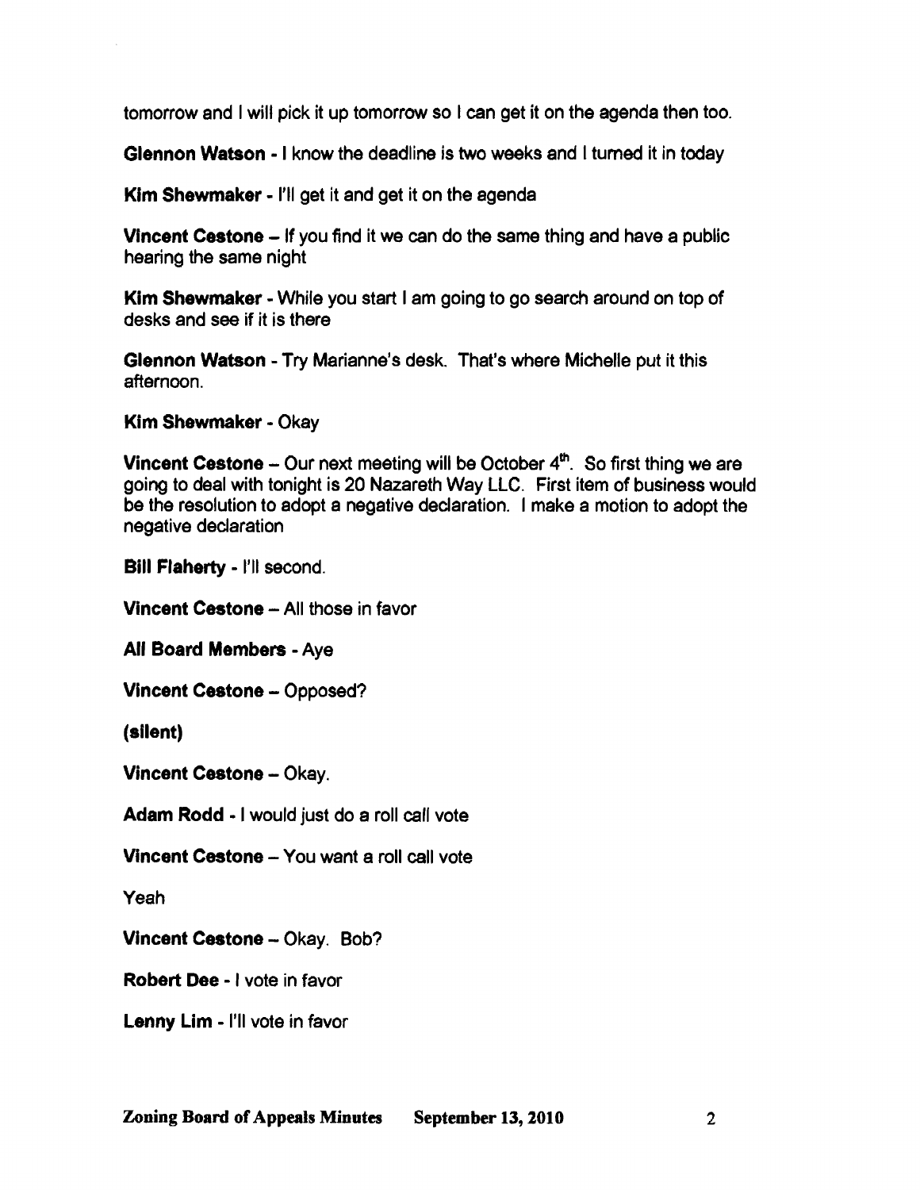tomorrow and I will pick it up tomorrow so I can get it on the agenda then too.

**Glennon Watson** - I know the deadline is two weeks and I turned it in today

**Kim Shewmaker** - I'll get it and get it on the agenda

**Vincent Cestone** – If you find it we can do the same thing and have a public hearing the same night

**Kim Shewmaker** - While you start I am going to go search around on top of desks and see if it is there

**Glennon Watson** - Try Marianne's desk. That's where Michelle put it this afternoon.

**Kim Shewmaker** - Okay

**Vincent Cestone** – Our next meeting will be October 4th. So first thing we are going to deal with tonight is 20 Nazareth Way LLC. First item of business would be the resolution to adopt a negative declaration. I make a motion to adopt the negative declaration

**Bill Flaherty** - I'll second.

**Vincent Cestone** – All those in favor

**All Board Members** - Aye

**Vincent Cestone** – Opposed?

**(silent)**

**Vincent Cestone** – Okay.

**Adam Rodd** - I would just do a roll call vote

**Vincent Cestone** – You want a roll call vote

Yeah

**Vincent Cestone** – Okay. Bob?

**Robert Dee** - I vote in favor

**Lenny Lim** - I'll vote in favor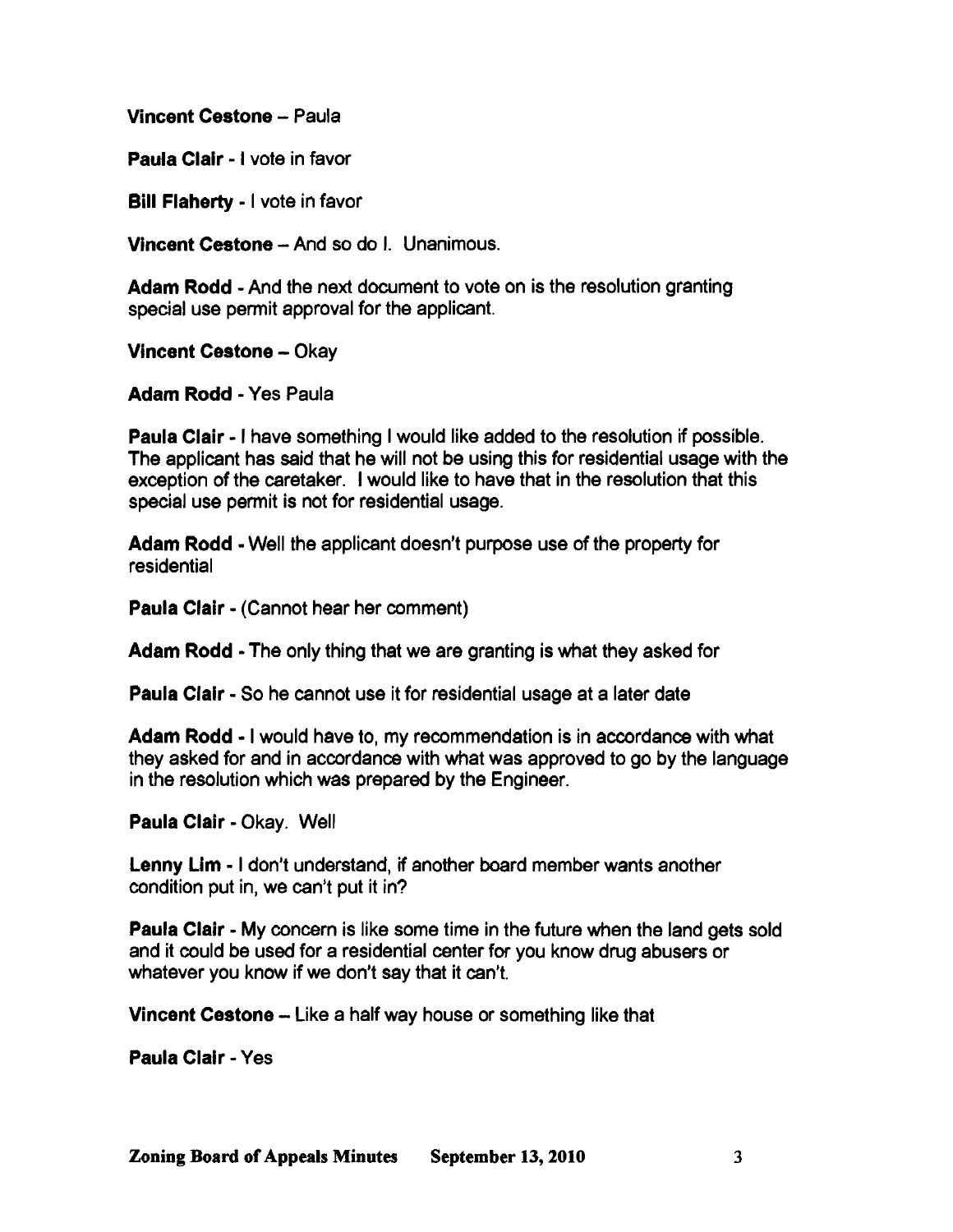**Vincent Cestone** – Paula

**Paula Clair** - I vote in favor

**Bill Flaherty** - I vote in favor

**Vincent Cestone** – And so do I. Unanimous.

**Adam Rodd** - And the next document to vote on is the resolution granting special use permit approval for the applicant.

**Vincent Cestone** – Okay

**Adam Rodd** - Yes Paula

**Paula Clair** - I have something I would like added to the resolution if possible. The applicant has said that he will not be using this for residential usage with the exception of the caretaker. I would like to have that in the resolution that this special use permit is not for residential usage.

**Adam Rodd** - Well the applicant doesn't purpose use of the property for residential

**Paula Clair** - (Cannot hear her comment)

**Adam Rodd** - The only thing that we are granting is what they asked for

**Paula Clair** - So he cannot use it for residential usage at a later date

**Adam Rodd** - I would have to, my recommendation is in accordance with what they asked for and in accordance with what was approved to go by the language in the resolution which was prepared by the Engineer.

**Paula Clair** - Okay. Well

**Lenny Lim** - I don't understand, if another board member wants another condition put in, we can't put it in?

**Paula Clair** - My concern is like some time in the future when the land gets sold and it could be used for a residential center for you know drug abusers or whatever you know if we don't say that it can't.

**Vincent Cestone** – Like a half way house or something like that

**Paula Clair** - Yes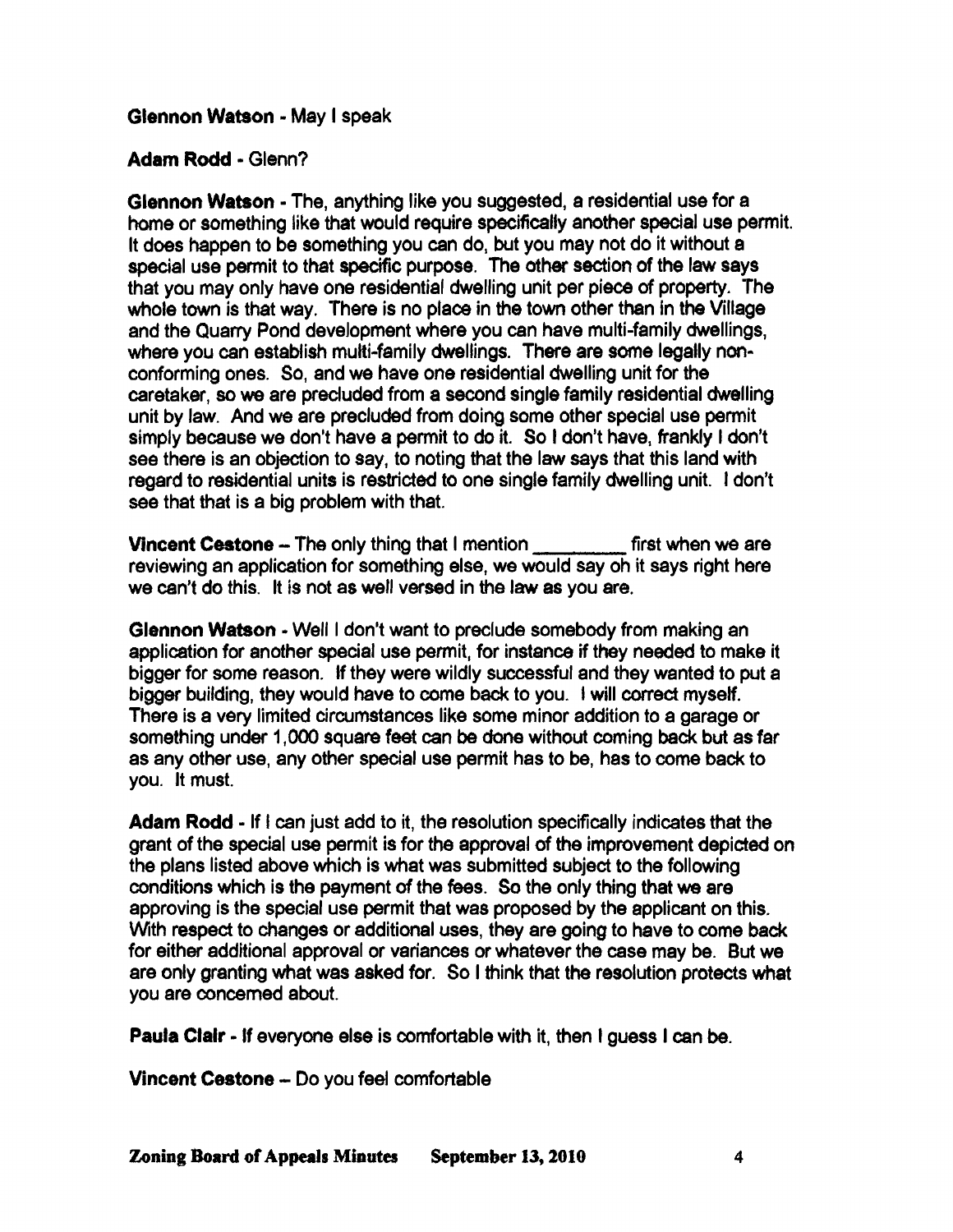**Glennon Watson** - May I speak

**Adam Rodd** - Glenn?

**Glennon Watson** - The, anything like you suggested, a residential use for a home or something like that would require specifically another special use permit. It does happen to be something you can do, but you may not do it without a special use permit to that specific purpose. The other section of the law says that you may only have one residential dwelling unit per piece of property. The whole town is that way. There is no place in the town other than in the Village and the Quarry Pond development where you can have multi-family dwellings, where you can establish multi-family dwellings. There are some legally non-conforming ones. So, and we have one residential dwelling unit for the caretaker, so we are precluded from a second single family residential dwelling unit by law. And we are precluded from doing some other special use permit simply because we don't have a permit to do it. So I don't have, frankly I don't see there is an objection to say, to noting that the law says that this land with regard to residential units is restricted to one single family dwelling unit. I don't see that that is a big problem with that.

**Vincent Cestone** – The only thing that I mention _________ first when we are reviewing an application for something else, we would say oh it says right here we can't do this. It is not as well versed in the law as you are.

**Glennon Watson** - Well I don't want to preclude somebody from making an application for another special use permit, for instance if they needed to make it bigger for some reason. If they were wildly successful and they wanted to put a bigger building, they would have to come back to you. I will correct myself. There is a very limited circumstances like some minor addition to a garage or something under 1,000 square feet can be done without coming back but as far as any other use, any other special use permit has to be, has to come back to you. It must.

**Adam Rodd** - If I can just add to it, the resolution specifically indicates that the grant of the special use permit is for the approval of the improvement depicted on the plans listed above which is what was submitted subject to the following conditions which is the payment of the fees. So the only thing that we are approving is the special use permit that was proposed by the applicant on this. With respect to changes or additional uses, they are going to have to come back for either additional approval or variances or whatever the case may be. But we are only granting what was asked for. So I think that the resolution protects what you are concerned about.

**Paula Clair** - If everyone else is comfortable with it, then I guess I can be.

**Vincent Cestone** – Do you feel comfortable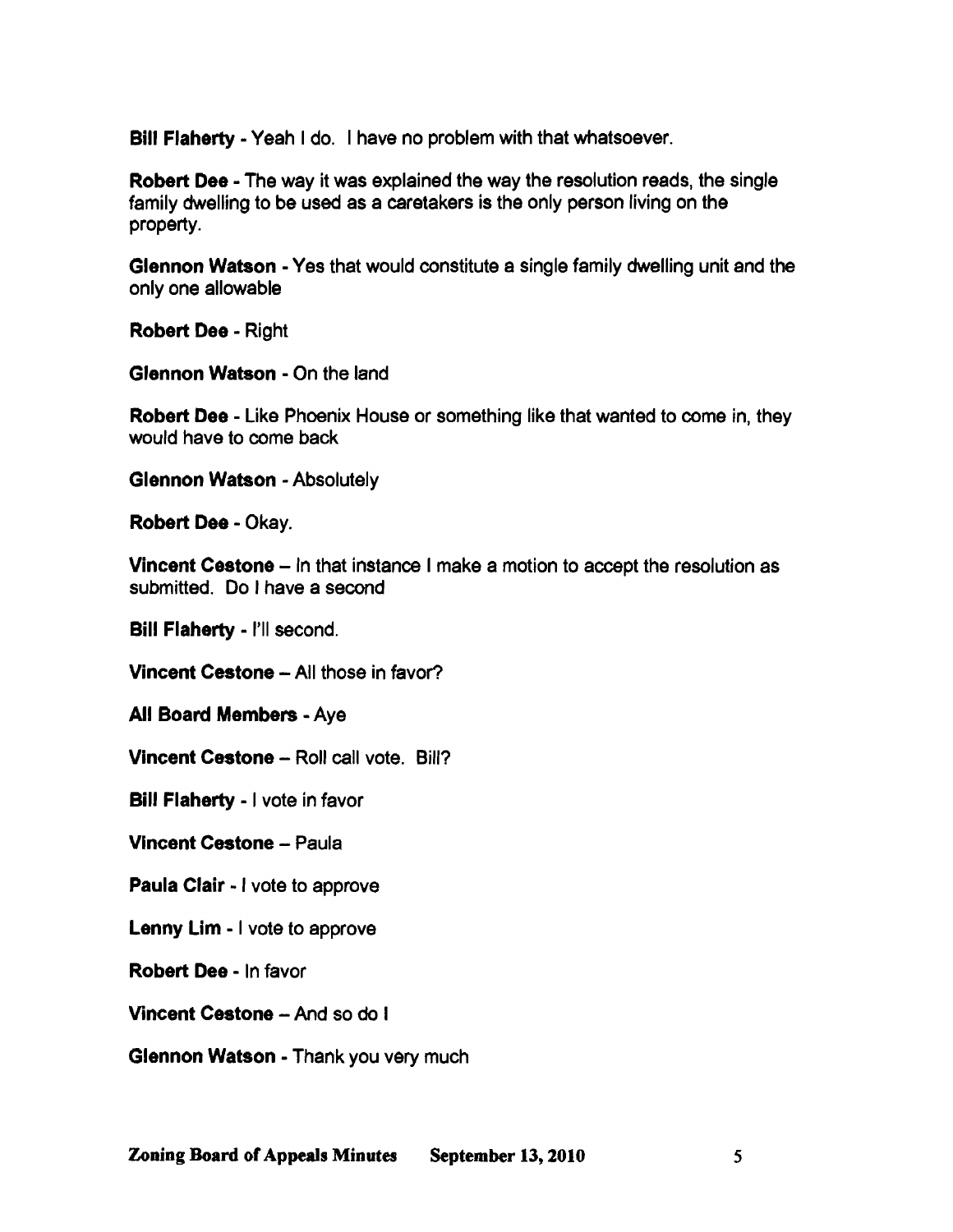**Bill Flaherty** - Yeah I do. I have no problem with that whatsoever.

**Robert Dee** - The way it was explained the way the resolution reads, the single family dwelling to be used as a caretakers is the only person living on the property.

**Glennon Watson** - Yes that would constitute a single family dwelling unit and the only one allowable

**Robert Dee** - Right

**Glennon Watson** - On the land

**Robert Dee** - Like Phoenix House or something like that wanted to come in, they would have to come back

**Glennon Watson** - Absolutely

**Robert Dee** - Okay.

**Vincent Cestone** – In that instance I make a motion to accept the resolution as submitted. Do I have a second

**Bill Flaherty** - I'll second.

**Vincent Cestone** – All those in favor?

**All Board Members** - Aye

**Vincent Cestone** – Roll call vote. Bill?

**Bill Flaherty** - I vote in favor

**Vincent Cestone** – Paula

**Paula Clair** - I vote to approve

**Lenny Lim** - I vote to approve

**Robert Dee** - In favor

**Vincent Cestone** – And so do I

**Glennon Watson** - Thank you very much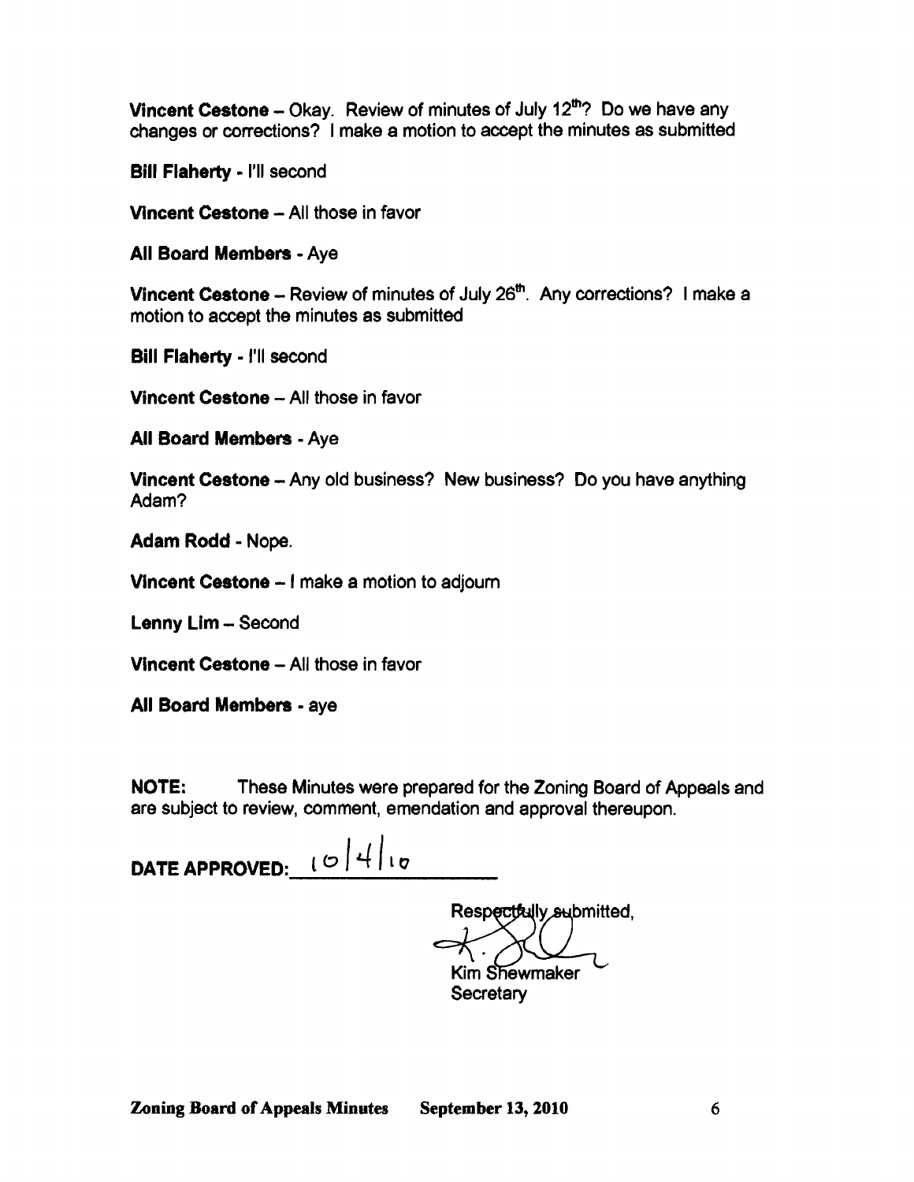**Vincent Cestone** – Okay. Review of minutes of July 12th? Do we have any changes or corrections? I make a motion to accept the minutes as submitted

**Bill Flaherty** - I'll second

**Vincent Cestone** – All those in favor

**All Board Members** - Aye

**Vincent Cestone** – Review of minutes of July 26th. Any corrections? I make a motion to accept the minutes as submitted

**Bill Flaherty** - I'll second

**Vincent Cestone** – All those in favor

**All Board Members** - Aye

**Vincent Cestone** – Any old business? New business? Do you have anything Adam?

**Adam Rodd** - Nope.

**Vincent Cestone** – I make a motion to adjourn

**Lenny Lim** – Second

**Vincent Cestone** – All those in favor

**All Board Members** - aye

**NOTE:** These Minutes were prepared for the Zoning Board of Appeals and are subject to review, comment, emendation and approval thereupon.

**DATE APPROVED:** 10/4/10

Respectfully submitted,

Kim Shewmaker
Secretary